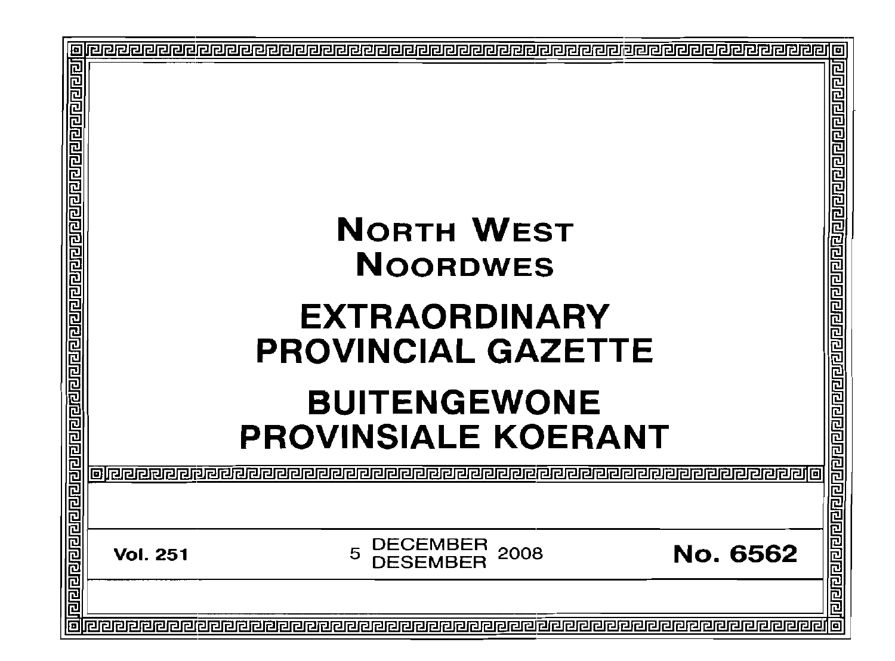# NORTH WEST
# NOORDWES

# EXTRAORDINARY PROVINCIAL GAZETTE

# BUITENGEWONE PROVINSIALE KOERANT

**Vol. 251** 5 DECEMBER / DESEMBER 2008 **No. 6562**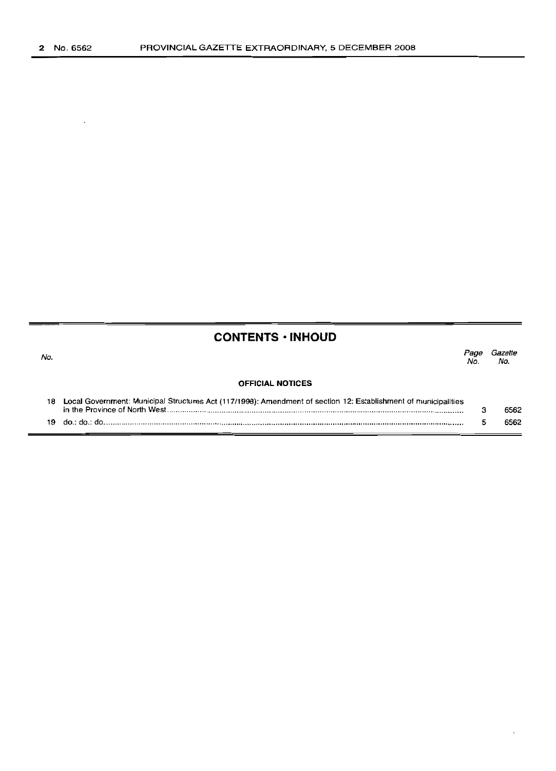## CONTENTS · INHOUD

| No. | | Page No. | Gazette No. |
|---|---|---|---|
| | **OFFICIAL NOTICES** | | |
| 18 | Local Government: Municipal Structures Act (117/1998): Amendment of section 12: Establishment of municipalities in the Province of North West | 3 | 6562 |
| 19 | do.: do.: do. | 5 | 6562 |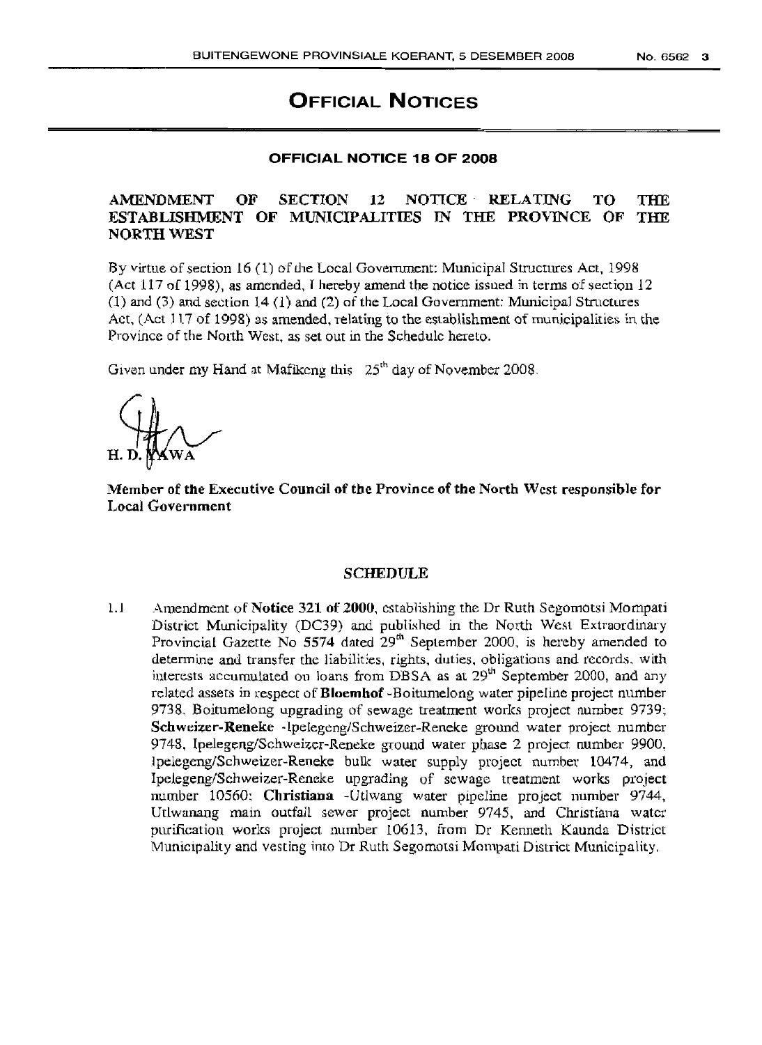# OFFICIAL NOTICES

## OFFICIAL NOTICE 18 OF 2008

**AMENDMENT OF SECTION 12 NOTICE RELATING TO THE ESTABLISHMENT OF MUNICIPALITIES IN THE PROVINCE OF THE NORTH WEST**

By virtue of section 16 (1) of the Local Government: Municipal Structures Act, 1998 (Act 117 of 1998), as amended, I hereby amend the notice issued in terms of section 12 (1) and (3) and section 14 (1) and (2) of the Local Government: Municipal Structures Act, (Act 117 of 1998) as amended, relating to the establishment of municipalities in the Province of the North West, as set out in the Schedule hereto.

Given under my Hand at Mafikeng this 25[th] day of November 2008.

H. D. YAWA

**Member of the Executive Council of the Province of the North West responsible for Local Government**

### SCHEDULE

1.1 Amendment of **Notice 321 of 2000**, establishing the Dr Ruth Segomotsi Mompati District Municipality (DC39) and published in the North West Extraordinary Provincial Gazette No 5574 dated 29[th] September 2000, is hereby amended to determine and transfer the liabilities, rights, duties, obligations and records, with interests accumulated on loans from DBSA as at 29[th] September 2000, and any related assets in respect of **Bloemhof** -Boitumelong water pipeline project number 9738, Boitumelong upgrading of sewage treatment works project number 9739; **Schweizer-Reneke** -Ipelegeng/Schweizer-Reneke ground water project number 9748, Ipelegeng/Schweizer-Reneke ground water phase 2 project number 9900, Ipelegeng/Schweizer-Reneke bulk water supply project number 10474, and Ipelegeng/Schweizer-Reneke upgrading of sewage treatment works project number 10560; **Christiana** -Utlwang water pipeline project number 9744, Utlwanang main outfall sewer project number 9745, and Christiana water purification works project number 10613, from Dr Kenneth Kaunda District Municipality and vesting into Dr Ruth Segomotsi Mompati District Municipality.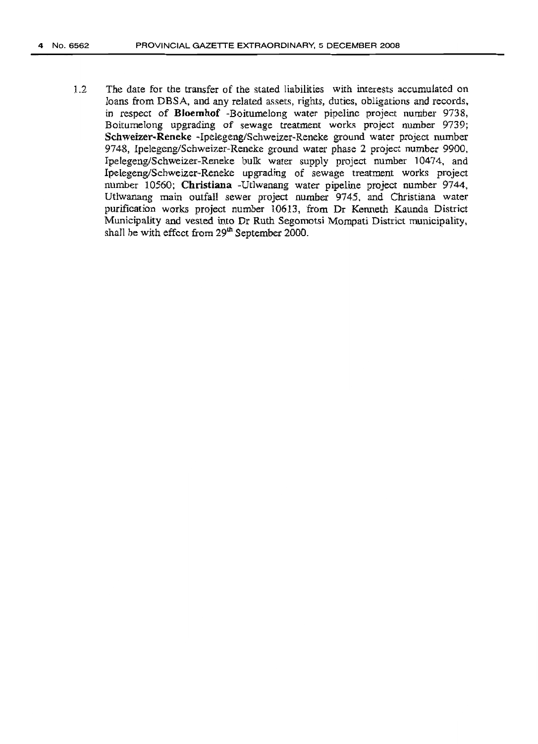1.2 The date for the transfer of the stated liabilities with interests accumulated on loans from DBSA, and any related assets, rights, duties, obligations and records, in respect of **Bloemhof** -Boitumelong water pipeline project number 9738, Boitumelong upgrading of sewage treatment works project number 9739; **Schweizer-Reneke** -Ipelegeng/Schweizer-Reneke ground water project number 9748, Ipelegeng/Schweizer-Reneke ground water phase 2 project number 9900, Ipelegeng/Schweizer-Reneke bulk water supply project number 10474, and Ipelegeng/Schweizer-Reneke upgrading of sewage treatment works project number 10560; **Christiana** -Utlwanang water pipeline project number 9744, Utlwanang main outfall sewer project number 9745, and Christiana water purification works project number 10613, from Dr Kenneth Kaunda District Municipality and vested into Dr Ruth Segomotsi Mompati District municipality, shall be with effect from 29th September 2000.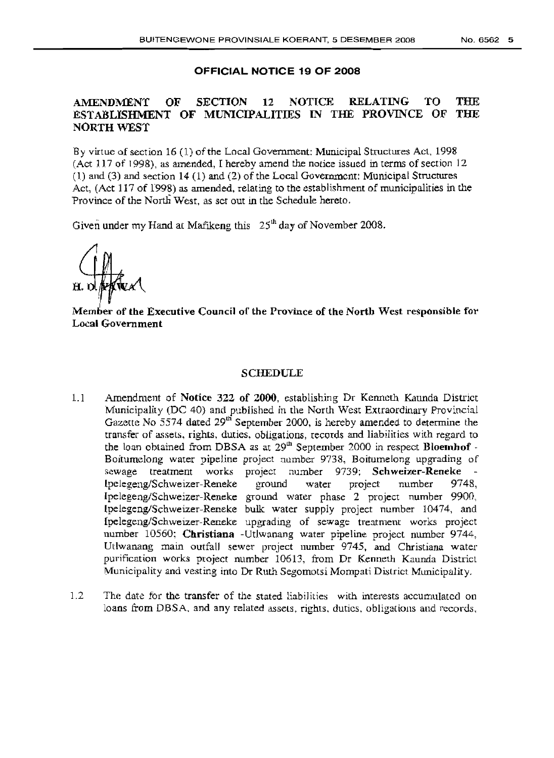## OFFICIAL NOTICE 19 OF 2008

### AMENDMENT OF SECTION 12 NOTICE RELATING TO THE ESTABLISHMENT OF MUNICIPALITIES IN THE PROVINCE OF THE NORTH WEST

By virtue of section 16 (1) of the Local Government: Municipal Structures Act, 1998 (Act 117 of 1998), as amended, I hereby amend the notice issued in terms of section 12 (1) and (3) and section 14 (1) and (2) of the Local Government: Municipal Structures Act, (Act 117 of 1998) as amended, relating to the establishment of municipalities in the Province of the North West, as set out in the Schedule hereto.

Given under my Hand at Mafikeng this 25th day of November 2008.

H. D. KAWA

**Member of the Executive Council of the Province of the North West responsible for Local Government**

### SCHEDULE

1.1 Amendment of **Notice 322 of 2000**, establishing Dr Kenneth Kaunda District Municipality (DC 40) and published in the North West Extraordinary Provincial Gazette No 5574 dated 29th September 2000, is hereby amended to determine the transfer of assets, rights, duties, obligations, records and liabilities with regard to the loan obtained from DBSA as at 29th September 2000 in respect **Bloemhof** - Boitumelong water pipeline project number 9738, Boitumelong upgrading of sewage treatment works project number 9739; **Schweizer-Reneke** - Ipelegeng/Schweizer-Reneke ground water project number 9748, Ipelegeng/Schweizer-Reneke ground water phase 2 project number 9900, Ipelegeng/Schweizer-Reneke bulk water supply project number 10474, and Ipelegeng/Schweizer-Reneke upgrading of sewage treatment works project number 10560; **Christiana** -Utlwanang water pipeline project number 9744, Utlwanang main outfall sewer project number 9745, and Christiana water purification works project number 10613, from Dr Kenneth Kaunda District Municipality and vesting into Dr Ruth Segomotsi Mompati District Municipality.

1.2 The date for the transfer of the stated liabilities with interests accumulated on loans from DBSA, and any related assets, rights, duties, obligations and records,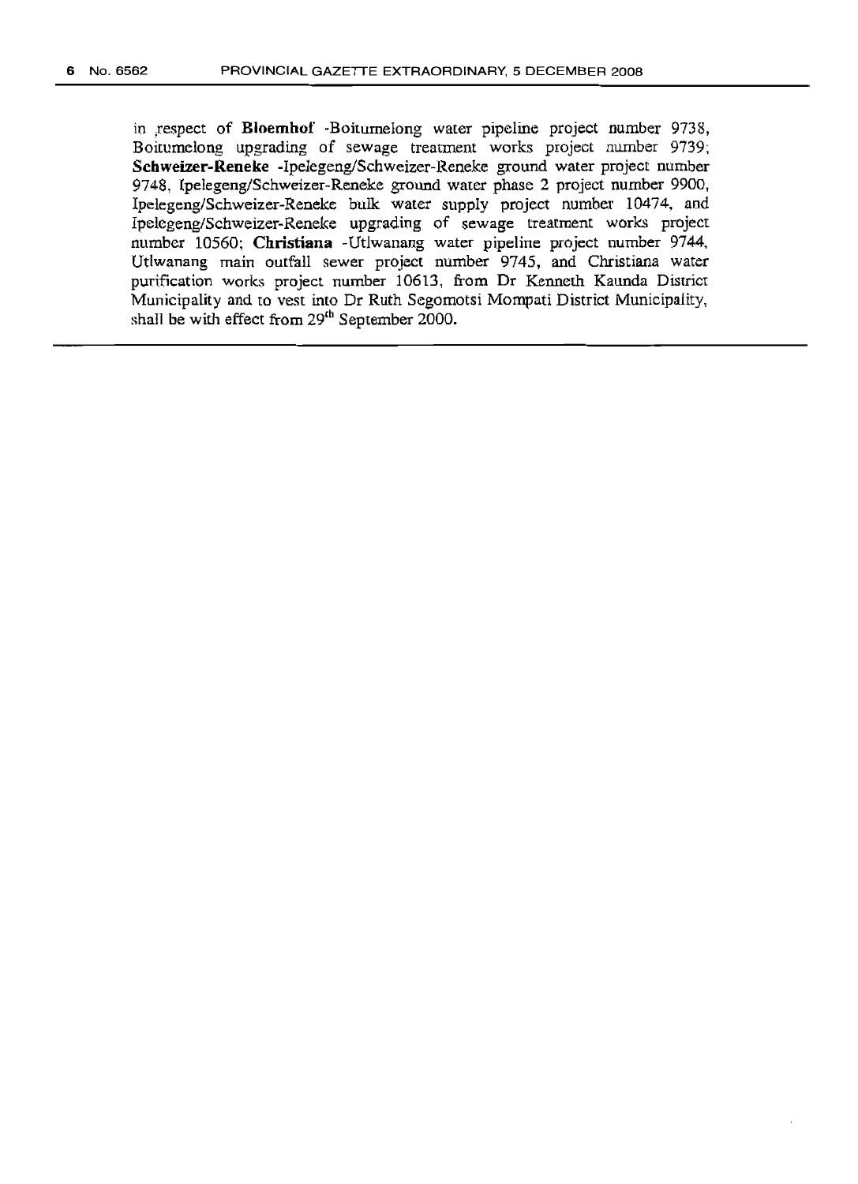in respect of **Bloemhof** -Boitumelong water pipeline project number 9738, Boitumelong upgrading of sewage treatment works project number 9739; **Schweizer-Reneke** -Ipelegeng/Schweizer-Reneke ground water project number 9748, Ipelegeng/Schweizer-Reneke ground water phase 2 project number 9900, Ipelegeng/Schweizer-Reneke bulk water supply project number 10474, and Ipelegeng/Schweizer-Reneke upgrading of sewage treatment works project number 10560; **Christiana** -Utlwanang water pipeline project number 9744, Utlwanang main outfall sewer project number 9745, and Christiana water purification works project number 10613, from Dr Kenneth Kaunda District Municipality and to vest into Dr Ruth Segomotsi Mompati District Municipality, shall be with effect from 29th September 2000.